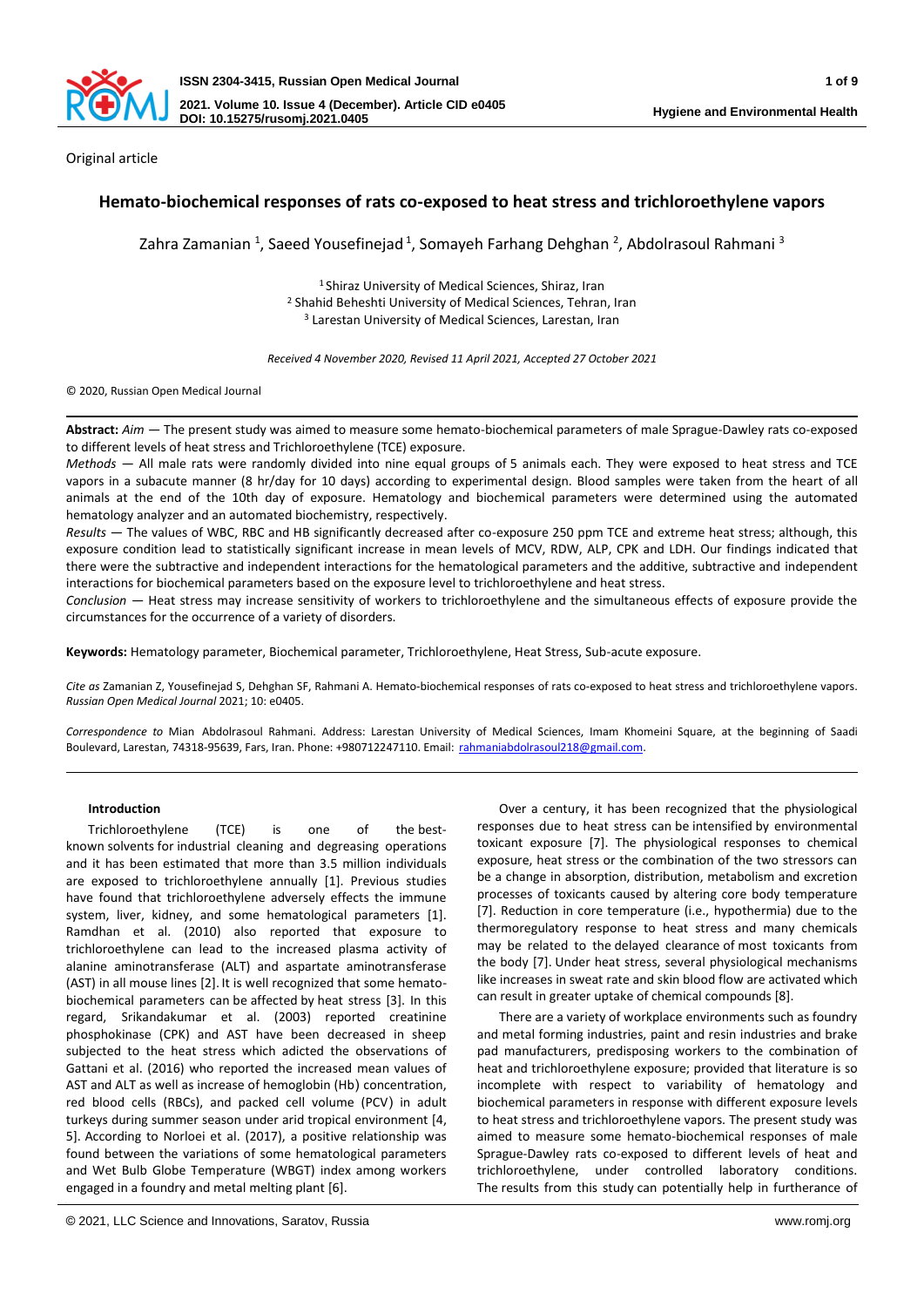Original article

# Hemato-biochemical responses of rats co-exposed to heat stress and trichloroethylene vapors

Zahra Zamanian [1], Saeed Yousefinejad [1], Somayeh Farhang Dehghan [2], Abdolrasoul Rahmani [3]

[1] Shiraz University of Medical Sciences, Shiraz, Iran
[2] Shahid Beheshti University of Medical Sciences, Tehran, Iran
[3] Larestan University of Medical Sciences, Larestan, Iran

*Received 4 November 2020, Revised 11 April 2021, Accepted 27 October 2021*

© 2020, Russian Open Medical Journal

**Abstract:** *Aim* — The present study was aimed to measure some hemato-biochemical parameters of male Sprague-Dawley rats co-exposed to different levels of heat stress and Trichloroethylene (TCE) exposure.

*Methods* — All male rats were randomly divided into nine equal groups of 5 animals each. They were exposed to heat stress and TCE vapors in a subacute manner (8 hr/day for 10 days) according to experimental design. Blood samples were taken from the heart of all animals at the end of the 10th day of exposure. Hematology and biochemical parameters were determined using the automated hematology analyzer and an automated biochemistry, respectively.

*Results* — The values of WBC, RBC and HB significantly decreased after co-exposure 250 ppm TCE and extreme heat stress; although, this exposure condition lead to statistically significant increase in mean levels of MCV, RDW, ALP, CPK and LDH. Our findings indicated that there were the subtractive and independent interactions for the hematological parameters and the additive, subtractive and independent interactions for biochemical parameters based on the exposure level to trichloroethylene and heat stress.

*Conclusion* — Heat stress may increase sensitivity of workers to trichloroethylene and the simultaneous effects of exposure provide the circumstances for the occurrence of a variety of disorders.

**Keywords:** Hematology parameter, Biochemical parameter, Trichloroethylene, Heat Stress, Sub-acute exposure.

*Cite as* Zamanian Z, Yousefinejad S, Dehghan SF, Rahmani A. Hemato-biochemical responses of rats co-exposed to heat stress and trichloroethylene vapors. *Russian Open Medical Journal* 2021; 10: e0405.

*Correspondence to* Mian Abdolrasoul Rahmani. Address: Larestan University of Medical Sciences, Imam Khomeini Square, at the beginning of Saadi Boulevard, Larestan, 74318-95639, Fars, Iran. Phone: +980712247110. Email: rahmaniabdolrasoul218@gmail.com.

## Introduction

Trichloroethylene (TCE) is one of the best-known solvents for industrial cleaning and degreasing operations and it has been estimated that more than 3.5 million individuals are exposed to trichloroethylene annually [1]. Previous studies have found that trichloroethylene adversely effects the immune system, liver, kidney, and some hematological parameters [1]. Ramdhan et al. (2010) also reported that exposure to trichloroethylene can lead to the increased plasma activity of alanine aminotransferase (ALT) and aspartate aminotransferase (AST) in all mouse lines [2]. It is well recognized that some hemato-biochemical parameters can be affected by heat stress [3]. In this regard, Srikandakumar et al. (2003) reported creatinine phosphokinase (CPK) and AST have been decreased in sheep subjected to the heat stress which adicted the observations of Gattani et al. (2016) who reported the increased mean values of AST and ALT as well as increase of hemoglobin (Hb) concentration, red blood cells (RBCs), and packed cell volume (PCV) in adult turkeys during summer season under arid tropical environment [4, 5]. According to Norloei et al. (2017), a positive relationship was found between the variations of some hematological parameters and Wet Bulb Globe Temperature (WBGT) index among workers engaged in a foundry and metal melting plant [6].

Over a century, it has been recognized that the physiological responses due to heat stress can be intensified by environmental toxicant exposure [7]. The physiological responses to chemical exposure, heat stress or the combination of the two stressors can be a change in absorption, distribution, metabolism and excretion processes of toxicants caused by altering core body temperature [7]. Reduction in core temperature (i.e., hypothermia) due to the thermoregulatory response to heat stress and many chemicals may be related to the delayed clearance of most toxicants from the body [7]. Under heat stress, several physiological mechanisms like increases in sweat rate and skin blood flow are activated which can result in greater uptake of chemical compounds [8].

There are a variety of workplace environments such as foundry and metal forming industries, paint and resin industries and brake pad manufacturers, predisposing workers to the combination of heat and trichloroethylene exposure; provided that literature is so incomplete with respect to variability of hematology and biochemical parameters in response with different exposure levels to heat stress and trichloroethylene vapors. The present study was aimed to measure some hemato-biochemical responses of male Sprague-Dawley rats co-exposed to different levels of heat and trichloroethylene, under controlled laboratory conditions. The results from this study can potentially help in furtherance of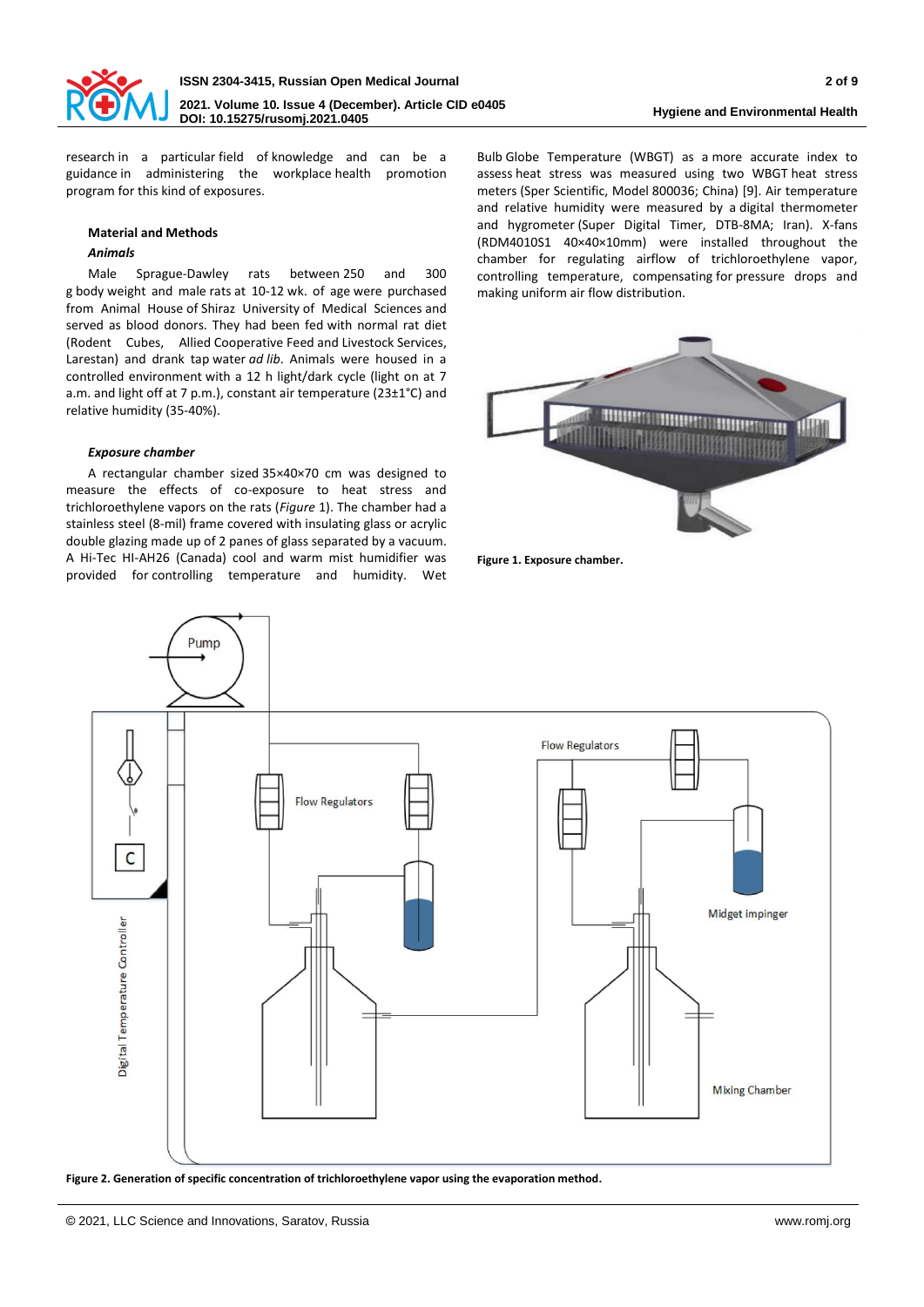research in a particular field of knowledge and can be a guidance in administering the workplace health promotion program for this kind of exposures.

## Material and Methods

### *Animals*

Male Sprague-Dawley rats between 250 and 300 g body weight and male rats at 10-12 wk. of age were purchased from Animal House of Shiraz University of Medical Sciences and served as blood donors. They had been fed with normal rat diet (Rodent Cubes, Allied Cooperative Feed and Livestock Services, Larestan) and drank tap water *ad lib*. Animals were housed in a controlled environment with a 12 h light/dark cycle (light on at 7 a.m. and light off at 7 p.m.), constant air temperature (23±1°C) and relative humidity (35-40%).

### *Exposure chamber*

A rectangular chamber sized 35×40×70 cm was designed to measure the effects of co-exposure to heat stress and trichloroethylene vapors on the rats (*Figure* 1). The chamber had a stainless steel (8-mil) frame covered with insulating glass or acrylic double glazing made up of 2 panes of glass separated by a vacuum. A Hi-Tec HI-AH26 (Canada) cool and warm mist humidifier was provided for controlling temperature and humidity. Wet Bulb Globe Temperature (WBGT) as a more accurate index to assess heat stress was measured using two WBGT heat stress meters (Sper Scientific, Model 800036; China) [9]. Air temperature and relative humidity were measured by a digital thermometer and hygrometer (Super Digital Timer, DTB-8MA; Iran). X-fans (RDM4010S1 40×40×10mm) were installed throughout the chamber for regulating airflow of trichloroethylene vapor, controlling temperature, compensating for pressure drops and making uniform air flow distribution.

**Figure 1. Exposure chamber.**

**Figure 2. Generation of specific concentration of trichloroethylene vapor using the evaporation method.**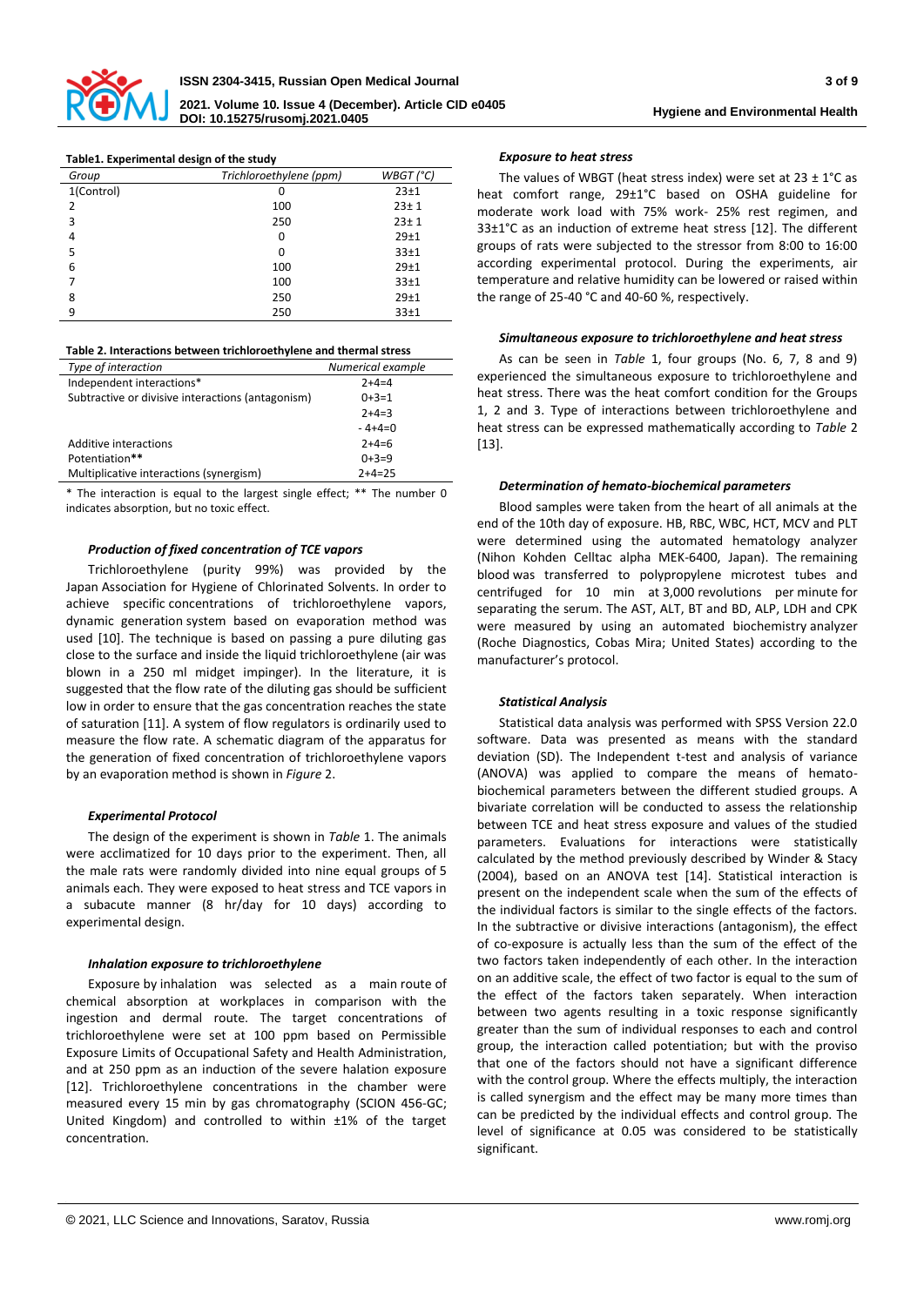**Table1. Experimental design of the study**

| Group | Trichloroethylene (ppm) | WBGT (°C) |
|---|---|---|
| 1(Control) | 0 | 23±1 |
| 2 | 100 | 23± 1 |
| 3 | 250 | 23± 1 |
| 4 | 0 | 29±1 |
| 5 | 0 | 33±1 |
| 6 | 100 | 29±1 |
| 7 | 100 | 33±1 |
| 8 | 250 | 29±1 |
| 9 | 250 | 33±1 |

**Table 2. Interactions between trichloroethylene and thermal stress**

| Type of interaction | Numerical example |
|---|---|
| Independent interactions* | 2+4=4 |
| Subtractive or divisive interactions (antagonism) | 0+3=1 |
| | 2+4=3 |
| | - 4+4=0 |
| Additive interactions | 2+4=6 |
| Potentiation** | 0+3=9 |
| Multiplicative interactions (synergism) | 2+4=25 |

\* The interaction is equal to the largest single effect; ** The number 0 indicates absorption, but no toxic effect.

#### *Production of fixed concentration of TCE vapors*

Trichloroethylene (purity 99%) was provided by the Japan Association for Hygiene of Chlorinated Solvents. In order to achieve specific concentrations of trichloroethylene vapors, dynamic generation system based on evaporation method was used [10]. The technique is based on passing a pure diluting gas close to the surface and inside the liquid trichloroethylene (air was blown in a 250 ml midget impinger). In the literature, it is suggested that the flow rate of the diluting gas should be sufficient low in order to ensure that the gas concentration reaches the state of saturation [11]. A system of flow regulators is ordinarily used to measure the flow rate. A schematic diagram of the apparatus for the generation of fixed concentration of trichloroethylene vapors by an evaporation method is shown in *Figure* 2.

#### *Experimental Protocol*

The design of the experiment is shown in *Table* 1. The animals were acclimatized for 10 days prior to the experiment. Then, all the male rats were randomly divided into nine equal groups of 5 animals each. They were exposed to heat stress and TCE vapors in a subacute manner (8 hr/day for 10 days) according to experimental design.

#### *Inhalation exposure to trichloroethylene*

Exposure by inhalation was selected as a main route of chemical absorption at workplaces in comparison with the ingestion and dermal route. The target concentrations of trichloroethylene were set at 100 ppm based on Permissible Exposure Limits of Occupational Safety and Health Administration, and at 250 ppm as an induction of the severe halation exposure [12]. Trichloroethylene concentrations in the chamber were measured every 15 min by gas chromatography (SCION 456-GC; United Kingdom) and controlled to within ±1% of the target concentration.

#### *Exposure to heat stress*

The values of WBGT (heat stress index) were set at 23 ± 1°C as heat comfort range, 29±1°C based on OSHA guideline for moderate work load with 75% work- 25% rest regimen, and 33±1°C as an induction of extreme heat stress [12]. The different groups of rats were subjected to the stressor from 8:00 to 16:00 according experimental protocol. During the experiments, air temperature and relative humidity can be lowered or raised within the range of 25-40 °C and 40-60 %, respectively.

#### *Simultaneous exposure to trichloroethylene and heat stress*

As can be seen in *Table* 1, four groups (No. 6, 7, 8 and 9) experienced the simultaneous exposure to trichloroethylene and heat stress. There was the heat comfort condition for the Groups 1, 2 and 3. Type of interactions between trichloroethylene and heat stress can be expressed mathematically according to *Table* 2 [13].

#### *Determination of hemato-biochemical parameters*

Blood samples were taken from the heart of all animals at the end of the 10th day of exposure. HB, RBC, WBC, HCT, MCV and PLT were determined using the automated hematology analyzer (Nihon Kohden Celltac alpha MEK-6400, Japan). The remaining blood was transferred to polypropylene microtest tubes and centrifuged for 10 min at 3,000 revolutions per minute for separating the serum. The AST, ALT, BT and BD, ALP, LDH and CPK were measured by using an automated biochemistry analyzer (Roche Diagnostics, Cobas Mira; United States) according to the manufacturer's protocol.

#### *Statistical Analysis*

Statistical data analysis was performed with SPSS Version 22.0 software. Data was presented as means with the standard deviation (SD). The Independent t-test and analysis of variance (ANOVA) was applied to compare the means of hemato-biochemical parameters between the different studied groups. A bivariate correlation will be conducted to assess the relationship between TCE and heat stress exposure and values of the studied parameters. Evaluations for interactions were statistically calculated by the method previously described by Winder & Stacy (2004), based on an ANOVA test [14]. Statistical interaction is present on the independent scale when the sum of the effects of the individual factors is similar to the single effects of the factors. In the subtractive or divisive interactions (antagonism), the effect of co-exposure is actually less than the sum of the effect of the two factors taken independently of each other. In the interaction on an additive scale, the effect of two factor is equal to the sum of the effect of the factors taken separately. When interaction between two agents resulting in a toxic response significantly greater than the sum of individual responses to each and control group, the interaction called potentiation; but with the proviso that one of the factors should not have a significant difference with the control group. Where the effects multiply, the interaction is called synergism and the effect may be many more times than can be predicted by the individual effects and control group. The level of significance at 0.05 was considered to be statistically significant.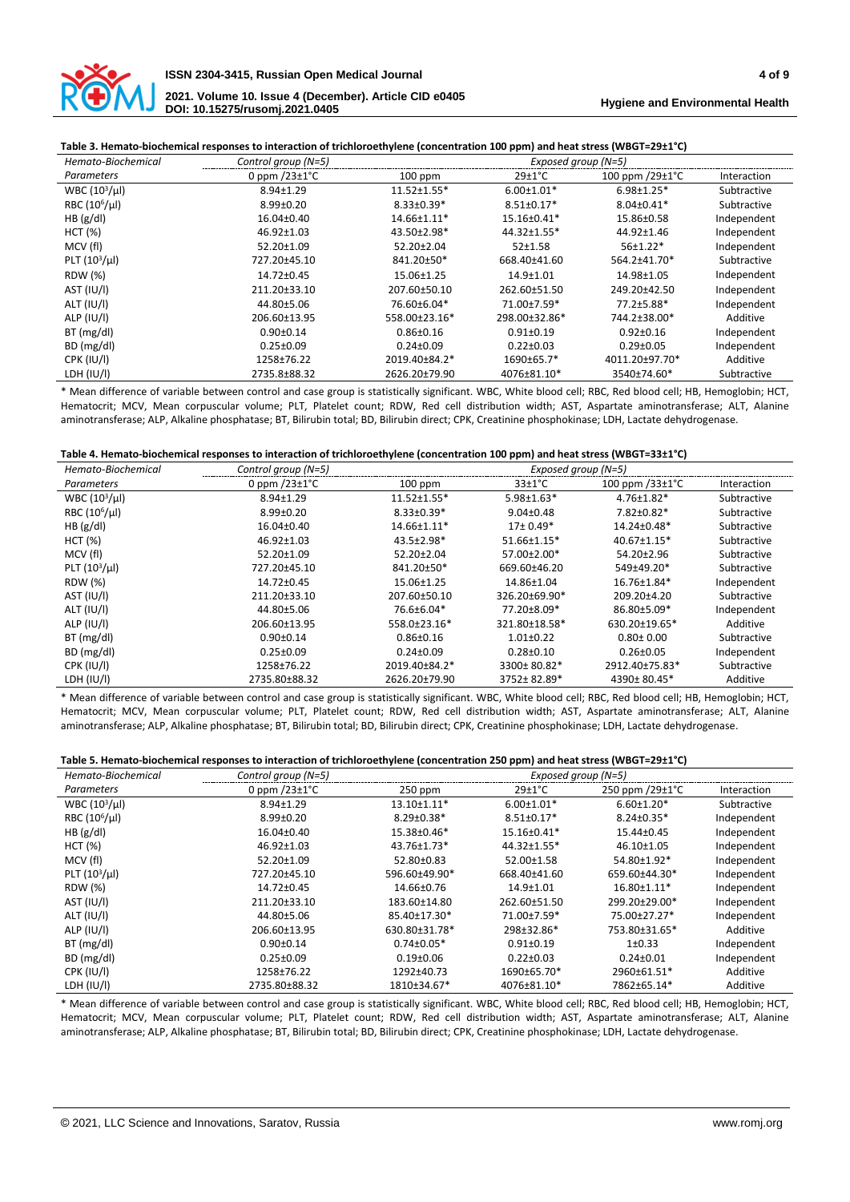**Table 3. Hemato-biochemical responses to interaction of trichloroethylene (concentration 100 ppm) and heat stress (WBGT=29±1°C)**

| *Hemato-Biochemical* | *Control group (N=5)* | *Exposed group (N=5)* | | | |
|---|---|---|---|---|---|
| *Parameters* | 0 ppm /23±1°C | 100 ppm | 29±1°C | 100 ppm /29±1°C | Interaction |
| WBC ($10^3$/µl) | 8.94±1.29 | 11.52±1.55* | 6.00±1.01* | 6.98±1.25* | Subtractive |
| RBC ($10^6$/µl) | 8.99±0.20 | 8.33±0.39* | 8.51±0.17* | 8.04±0.41* | Subtractive |
| HB (g/dl) | 16.04±0.40 | 14.66±1.11* | 15.16±0.41* | 15.86±0.58 | Independent |
| HCT (%) | 46.92±1.03 | 43.50±2.98* | 44.32±1.55* | 44.92±1.46 | Independent |
| MCV (fl) | 52.20±1.09 | 52.20±2.04 | 52±1.58 | 56±1.22* | Independent |
| PLT ($10^3$/µl) | 727.20±45.10 | 841.20±50* | 668.40±41.60 | 564.2±41.70* | Subtractive |
| RDW (%) | 14.72±0.45 | 15.06±1.25 | 14.9±1.01 | 14.98±1.05 | Independent |
| AST (IU/l) | 211.20±33.10 | 207.60±50.10 | 262.60±51.50 | 249.20±42.50 | Independent |
| ALT (IU/l) | 44.80±5.06 | 76.60±6.04* | 71.00±7.59* | 77.2±5.88* | Independent |
| ALP (IU/l) | 206.60±13.95 | 558.00±23.16* | 298.00±32.86* | 744.2±38.00* | Additive |
| BT (mg/dl) | 0.90±0.14 | 0.86±0.16 | 0.91±0.19 | 0.92±0.16 | Independent |
| BD (mg/dl) | 0.25±0.09 | 0.24±0.09 | 0.22±0.03 | 0.29±0.05 | Independent |
| CPK (IU/l) | 1258±76.22 | 2019.40±84.2* | 1690±65.7* | 4011.20±97.70* | Additive |
| LDH (IU/l) | 2735.8±88.32 | 2626.20±79.90 | 4076±81.10* | 3540±74.60* | Subtractive |

\* Mean difference of variable between control and case group is statistically significant. WBC, White blood cell; RBC, Red blood cell; HB, Hemoglobin; HCT, Hematocrit; MCV, Mean corpuscular volume; PLT, Platelet count; RDW, Red cell distribution width; AST, Aspartate aminotransferase; ALT, Alanine aminotransferase; ALP, Alkaline phosphatase; BT, Bilirubin total; BD, Bilirubin direct; CPK, Creatinine phosphokinase; LDH, Lactate dehydrogenase.

**Table 4. Hemato-biochemical responses to interaction of trichloroethylene (concentration 100 ppm) and heat stress (WBGT=33±1°C)**

| *Hemato-Biochemical* | *Control group (N=5)* | *Exposed group (N=5)* | | | |
|---|---|---|---|---|---|
| *Parameters* | 0 ppm /23±1°C | 100 ppm | 33±1°C | 100 ppm /33±1°C | Interaction |
| WBC ($10^3$/µl) | 8.94±1.29 | 11.52±1.55* | 5.98±1.63* | 4.76±1.82* | Subtractive |
| RBC ($10^6$/µl) | 8.99±0.20 | 8.33±0.39* | 9.04±0.48 | 7.82±0.82* | Subtractive |
| HB (g/dl) | 16.04±0.40 | 14.66±1.11* | 17± 0.49* | 14.24±0.48* | Subtractive |
| HCT (%) | 46.92±1.03 | 43.5±2.98* | 51.66±1.15* | 40.67±1.15* | Subtractive |
| MCV (fl) | 52.20±1.09 | 52.20±2.04 | 57.00±2.00* | 54.20±2.96 | Subtractive |
| PLT ($10^3$/µl) | 727.20±45.10 | 841.20±50* | 669.60±46.20 | 549±49.20* | Subtractive |
| RDW (%) | 14.72±0.45 | 15.06±1.25 | 14.86±1.04 | 16.76±1.84* | Independent |
| AST (IU/l) | 211.20±33.10 | 207.60±50.10 | 326.20±69.90* | 209.20±4.20 | Subtractive |
| ALT (IU/l) | 44.80±5.06 | 76.6±6.04* | 77.20±8.09* | 86.80±5.09* | Independent |
| ALP (IU/l) | 206.60±13.95 | 558.0±23.16* | 321.80±18.58* | 630.20±19.65* | Additive |
| BT (mg/dl) | 0.90±0.14 | 0.86±0.16 | 1.01±0.22 | 0.80± 0.00 | Subtractive |
| BD (mg/dl) | 0.25±0.09 | 0.24±0.09 | 0.28±0.10 | 0.26±0.05 | Independent |
| CPK (IU/l) | 1258±76.22 | 2019.40±84.2* | 3300± 80.82* | 2912.40±75.83* | Subtractive |
| LDH (IU/l) | 2735.80±88.32 | 2626.20±79.90 | 3752± 82.89* | 4390± 80.45* | Additive |

\* Mean difference of variable between control and case group is statistically significant. WBC, White blood cell; RBC, Red blood cell; HB, Hemoglobin; HCT, Hematocrit; MCV, Mean corpuscular volume; PLT, Platelet count; RDW, Red cell distribution width; AST, Aspartate aminotransferase; ALT, Alanine aminotransferase; ALP, Alkaline phosphatase; BT, Bilirubin total; BD, Bilirubin direct; CPK, Creatinine phosphokinase; LDH, Lactate dehydrogenase.

**Table 5. Hemato-biochemical responses to interaction of trichloroethylene (concentration 250 ppm) and heat stress (WBGT=29±1°C)**

| *Hemato-Biochemical* | *Control group (N=5)* | *Exposed group (N=5)* | | | |
|---|---|---|---|---|---|
| *Parameters* | 0 ppm /23±1°C | 250 ppm | 29±1°C | 250 ppm /29±1°C | Interaction |
| WBC ($10^3$/µl) | 8.94±1.29 | 13.10±1.11* | 6.00±1.01* | 6.60±1.20* | Subtractive |
| RBC ($10^6$/µl) | 8.99±0.20 | 8.29±0.38* | 8.51±0.17* | 8.24±0.35* | Independent |
| HB (g/dl) | 16.04±0.40 | 15.38±0.46* | 15.16±0.41* | 15.44±0.45 | Independent |
| HCT (%) | 46.92±1.03 | 43.76±1.73* | 44.32±1.55* | 46.10±1.05 | Independent |
| MCV (fl) | 52.20±1.09 | 52.80±0.83 | 52.00±1.58 | 54.80±1.92* | Independent |
| PLT ($10^3$/µl) | 727.20±45.10 | 596.60±49.90* | 668.40±41.60 | 659.60±44.30* | Independent |
| RDW (%) | 14.72±0.45 | 14.66±0.76 | 14.9±1.01 | 16.80±1.11* | Independent |
| AST (IU/l) | 211.20±33.10 | 183.60±14.80 | 262.60±51.50 | 299.20±29.00* | Independent |
| ALT (IU/l) | 44.80±5.06 | 85.40±17.30* | 71.00±7.59* | 75.00±27.27* | Independent |
| ALP (IU/l) | 206.60±13.95 | 630.80±31.78* | 298±32.86* | 753.80±31.65* | Additive |
| BT (mg/dl) | 0.90±0.14 | 0.74±0.05* | 0.91±0.19 | 1±0.33 | Independent |
| BD (mg/dl) | 0.25±0.09 | 0.19±0.06 | 0.22±0.03 | 0.24±0.01 | Independent |
| CPK (IU/l) | 1258±76.22 | 1292±40.73 | 1690±65.70* | 2960±61.51* | Additive |
| LDH (IU/l) | 2735.80±88.32 | 1810±34.67* | 4076±81.10* | 7862±65.14* | Additive |

\* Mean difference of variable between control and case group is statistically significant. WBC, White blood cell; RBC, Red blood cell; HB, Hemoglobin; HCT, Hematocrit; MCV, Mean corpuscular volume; PLT, Platelet count; RDW, Red cell distribution width; AST, Aspartate aminotransferase; ALT, Alanine aminotransferase; ALP, Alkaline phosphatase; BT, Bilirubin total; BD, Bilirubin direct; CPK, Creatinine phosphokinase; LDH, Lactate dehydrogenase.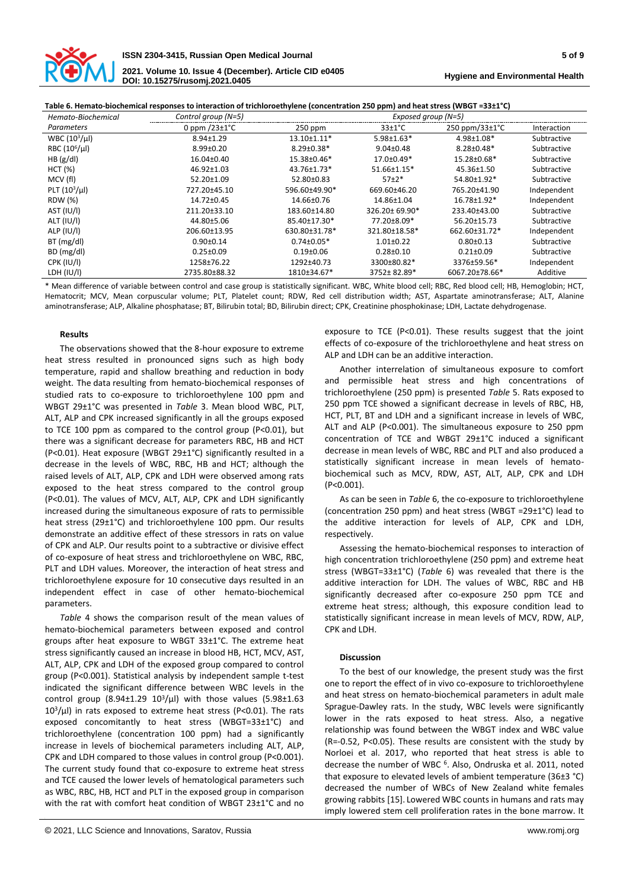**Table 6. Hemato-biochemical responses to interaction of trichloroethylene (concentration 250 ppm) and heat stress (WBGT =33±1°C)**

| Hemato-Biochemical | Control group (N=5) | Exposed group (N=5) | | | |
|---|---|---|---|---|---|
| Parameters | 0 ppm /23±1°C | 250 ppm | 33±1°C | 250 ppm/33±1°C | Interaction |
| WBC ($10^3$/µl) | 8.94±1.29 | 13.10±1.11* | 5.98±1.63* | 4.98±1.08* | Subtractive |
| RBC ($10^6$/µl) | 8.99±0.20 | 8.29±0.38* | 9.04±0.48 | 8.28±0.48* | Subtractive |
| HB (g/dl) | 16.04±0.40 | 15.38±0.46* | 17.0±0.49* | 15.28±0.68* | Subtractive |
| HCT (%) | 46.92±1.03 | 43.76±1.73* | 51.66±1.15* | 45.36±1.50 | Subtractive |
| MCV (fl) | 52.20±1.09 | 52.80±0.83 | 57±2* | 54.80±1.92* | Subtractive |
| PLT ($10^3$/µl) | 727.20±45.10 | 596.60±49.90* | 669.60±46.20 | 765.20±41.90 | Independent |
| RDW (%) | 14.72±0.45 | 14.66±0.76 | 14.86±1.04 | 16.78±1.92* | Independent |
| AST (IU/l) | 211.20±33.10 | 183.60±14.80 | 326.20± 69.90* | 233.40±43.00 | Subtractive |
| ALT (IU/l) | 44.80±5.06 | 85.40±17.30* | 77.20±8.09* | 56.20±15.73 | Subtractive |
| ALP (IU/l) | 206.60±13.95 | 630.80±31.78* | 321.80±18.58* | 662.60±31.72* | Independent |
| BT (mg/dl) | 0.90±0.14 | 0.74±0.05* | 1.01±0.22 | 0.80±0.13 | Subtractive |
| BD (mg/dl) | 0.25±0.09 | 0.19±0.06 | 0.28±0.10 | 0.21±0.09 | Subtractive |
| CPK (IU/l) | 1258±76.22 | 1292±40.73 | 3300±80.82* | 3376±59.56* | Independent |
| LDH (IU/l) | 2735.80±88.32 | 1810±34.67* | 3752± 82.89* | 6067.20±78.66* | Additive |

\* Mean difference of variable between control and case group is statistically significant. WBC, White blood cell; RBC, Red blood cell; HB, Hemoglobin; HCT, Hematocrit; MCV, Mean corpuscular volume; PLT, Platelet count; RDW, Red cell distribution width; AST, Aspartate aminotransferase; ALT, Alanine aminotransferase; ALP, Alkaline phosphatase; BT, Bilirubin total; BD, Bilirubin direct; CPK, Creatinine phosphokinase; LDH, Lactate dehydrogenase.

#### Results

The observations showed that the 8-hour exposure to extreme heat stress resulted in pronounced signs such as high body temperature, rapid and shallow breathing and reduction in body weight. The data resulting from hemato-biochemical responses of studied rats to co-exposure to trichloroethylene 100 ppm and WBGT 29±1°C was presented in *Table* 3. Mean blood WBC, PLT, ALT, ALP and CPK increased significantly in all the groups exposed to TCE 100 ppm as compared to the control group (P<0.01), but there was a significant decrease for parameters RBC, HB and HCT (P<0.01). Heat exposure (WBGT 29±1°C) significantly resulted in a decrease in the levels of WBC, RBC, HB and HCT; although the raised levels of ALT, ALP, CPK and LDH were observed among rats exposed to the heat stress compared to the control group (P<0.01). The values of MCV, ALT, ALP, CPK and LDH significantly increased during the simultaneous exposure of rats to permissible heat stress (29±1°C) and trichloroethylene 100 ppm. Our results demonstrate an additive effect of these stressors in rats on value of CPK and ALP. Our results point to a subtractive or divisive effect of co-exposure of heat stress and trichloroethylene on WBC, RBC, PLT and LDH values. Moreover, the interaction of heat stress and trichloroethylene exposure for 10 consecutive days resulted in an independent effect in case of other hemato-biochemical parameters.

*Table* 4 shows the comparison result of the mean values of hemato-biochemical parameters between exposed and control groups after heat exposure to WBGT 33±1°C. The extreme heat stress significantly caused an increase in blood HB, HCT, MCV, AST, ALT, ALP, CPK and LDH of the exposed group compared to control group (P<0.001). Statistical analysis by independent sample t-test indicated the significant difference between WBC levels in the control group (8.94±1.29 $10^3$/µl) with those values (5.98±1.63 $10^3$/µl) in rats exposed to extreme heat stress (P<0.01). The rats exposed concomitantly to heat stress (WBGT=33±1°C) and trichloroethylene (concentration 100 ppm) had a significantly increase in levels of biochemical parameters including ALT, ALP, CPK and LDH compared to those values in control group (P<0.001). The current study found that co-exposure to extreme heat stress and TCE caused the lower levels of hematological parameters such as WBC, RBC, HB, HCT and PLT in the exposed group in comparison with the rat with comfort heat condition of WBGT 23±1°C and no exposure to TCE (P<0.01). These results suggest that the joint effects of co-exposure of the trichloroethylene and heat stress on ALP and LDH can be an additive interaction.

Another interrelation of simultaneous exposure to comfort and permissible heat stress and high concentrations of trichloroethylene (250 ppm) is presented *Table* 5. Rats exposed to 250 ppm TCE showed a significant decrease in levels of RBC, HB, HCT, PLT, BT and LDH and a significant increase in levels of WBC, ALT and ALP (P<0.001). The simultaneous exposure to 250 ppm concentration of TCE and WBGT 29±1°C induced a significant decrease in mean levels of WBC, RBC and PLT and also produced a statistically significant increase in mean levels of hemato-biochemical such as MCV, RDW, AST, ALT, ALP, CPK and LDH (P<0.001).

As can be seen in *Table* 6, the co-exposure to trichloroethylene (concentration 250 ppm) and heat stress (WBGT =29±1°C) lead to the additive interaction for levels of ALP, CPK and LDH, respectively.

Assessing the hemato-biochemical responses to interaction of high concentration trichloroethylene (250 ppm) and extreme heat stress (WBGT=33±1°C) (*Table* 6) was revealed that there is the additive interaction for LDH. The values of WBC, RBC and HB significantly decreased after co-exposure 250 ppm TCE and extreme heat stress; although, this exposure condition lead to statistically significant increase in mean levels of MCV, RDW, ALP, CPK and LDH.

#### Discussion

To the best of our knowledge, the present study was the first one to report the effect of in vivo co-exposure to trichloroethylene and heat stress on hemato-biochemical parameters in adult male Sprague-Dawley rats. In the study, WBC levels were significantly lower in the rats exposed to heat stress. Also, a negative relationship was found between the WBGT index and WBC value (R=-0.52, P<0.05). These results are consistent with the study by Norloei et al. 2017, who reported that heat stress is able to decrease the number of WBC [6]. Also, Ondruska et al. 2011, noted that exposure to elevated levels of ambient temperature (36±3 °C) decreased the number of WBCs of New Zealand white females growing rabbits [15]. Lowered WBC counts in humans and rats may imply lowered stem cell proliferation rates in the bone marrow. It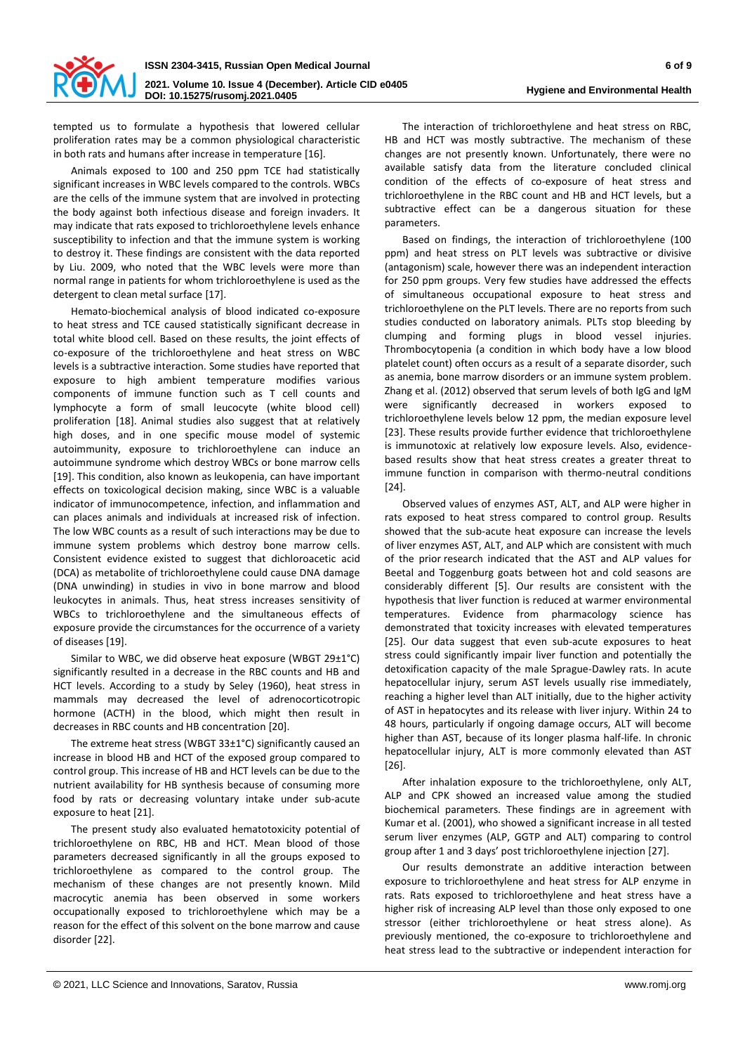tempted us to formulate a hypothesis that lowered cellular proliferation rates may be a common physiological characteristic in both rats and humans after increase in temperature [16].

Animals exposed to 100 and 250 ppm TCE had statistically significant increases in WBC levels compared to the controls. WBCs are the cells of the immune system that are involved in protecting the body against both infectious disease and foreign invaders. It may indicate that rats exposed to trichloroethylene levels enhance susceptibility to infection and that the immune system is working to destroy it. These findings are consistent with the data reported by Liu. 2009, who noted that the WBC levels were more than normal range in patients for whom trichloroethylene is used as the detergent to clean metal surface [17].

Hemato-biochemical analysis of blood indicated co-exposure to heat stress and TCE caused statistically significant decrease in total white blood cell. Based on these results, the joint effects of co-exposure of the trichloroethylene and heat stress on WBC levels is a subtractive interaction. Some studies have reported that exposure to high ambient temperature modifies various components of immune function such as T cell counts and lymphocyte a form of small leucocyte (white blood cell) proliferation [18]. Animal studies also suggest that at relatively high doses, and in one specific mouse model of systemic autoimmunity, exposure to trichloroethylene can induce an autoimmune syndrome which destroy WBCs or bone marrow cells [19]. This condition, also known as leukopenia, can have important effects on toxicological decision making, since WBC is a valuable indicator of immunocompetence, infection, and inflammation and can places animals and individuals at increased risk of infection. The low WBC counts as a result of such interactions may be due to immune system problems which destroy bone marrow cells. Consistent evidence existed to suggest that dichloroacetic acid (DCA) as metabolite of trichloroethylene could cause DNA damage (DNA unwinding) in studies in vivo in bone marrow and blood leukocytes in animals. Thus, heat stress increases sensitivity of WBCs to trichloroethylene and the simultaneous effects of exposure provide the circumstances for the occurrence of a variety of diseases [19].

Similar to WBC, we did observe heat exposure (WBGT 29±1°C) significantly resulted in a decrease in the RBC counts and HB and HCT levels. According to a study by Seley (1960), heat stress in mammals may decreased the level of adrenocorticotropic hormone (ACTH) in the blood, which might then result in decreases in RBC counts and HB concentration [20].

The extreme heat stress (WBGT 33±1°C) significantly caused an increase in blood HB and HCT of the exposed group compared to control group. This increase of HB and HCT levels can be due to the nutrient availability for HB synthesis because of consuming more food by rats or decreasing voluntary intake under sub-acute exposure to heat [21].

The present study also evaluated hematotoxicity potential of trichloroethylene on RBC, HB and HCT. Mean blood of those parameters decreased significantly in all the groups exposed to trichloroethylene as compared to the control group. The mechanism of these changes are not presently known. Mild macrocytic anemia has been observed in some workers occupationally exposed to trichloroethylene which may be a reason for the effect of this solvent on the bone marrow and cause disorder [22].

The interaction of trichloroethylene and heat stress on RBC, HB and HCT was mostly subtractive. The mechanism of these changes are not presently known. Unfortunately, there were no available satisfy data from the literature concluded clinical condition of the effects of co-exposure of heat stress and trichloroethylene in the RBC count and HB and HCT levels, but a subtractive effect can be a dangerous situation for these parameters.

Based on findings, the interaction of trichloroethylene (100 ppm) and heat stress on PLT levels was subtractive or divisive (antagonism) scale, however there was an independent interaction for 250 ppm groups. Very few studies have addressed the effects of simultaneous occupational exposure to heat stress and trichloroethylene on the PLT levels. There are no reports from such studies conducted on laboratory animals. PLTs stop bleeding by clumping and forming plugs in blood vessel injuries. Thrombocytopenia (a condition in which body have a low blood platelet count) often occurs as a result of a separate disorder, such as anemia, bone marrow disorders or an immune system problem. Zhang et al. (2012) observed that serum levels of both IgG and IgM were significantly decreased in workers exposed to trichloroethylene levels below 12 ppm, the median exposure level [23]. These results provide further evidence that trichloroethylene is immunotoxic at relatively low exposure levels. Also, evidence-based results show that heat stress creates a greater threat to immune function in comparison with thermo-neutral conditions [24].

Observed values of enzymes AST, ALT, and ALP were higher in rats exposed to heat stress compared to control group. Results showed that the sub-acute heat exposure can increase the levels of liver enzymes AST, ALT, and ALP which are consistent with much of the prior research indicated that the AST and ALP values for Beetal and Toggenburg goats between hot and cold seasons are considerably different [5]. Our results are consistent with the hypothesis that liver function is reduced at warmer environmental temperatures. Evidence from pharmacology science has demonstrated that toxicity increases with elevated temperatures [25]. Our data suggest that even sub-acute exposures to heat stress could significantly impair liver function and potentially the detoxification capacity of the male Sprague-Dawley rats. In acute hepatocellular injury, serum AST levels usually rise immediately, reaching a higher level than ALT initially, due to the higher activity of AST in hepatocytes and its release with liver injury. Within 24 to 48 hours, particularly if ongoing damage occurs, ALT will become higher than AST, because of its longer plasma half-life. In chronic hepatocellular injury, ALT is more commonly elevated than AST [26].

After inhalation exposure to the trichloroethylene, only ALT, ALP and CPK showed an increased value among the studied biochemical parameters. These findings are in agreement with Kumar et al. (2001), who showed a significant increase in all tested serum liver enzymes (ALP, GGTP and ALT) comparing to control group after 1 and 3 days' post trichloroethylene injection [27].

Our results demonstrate an additive interaction between exposure to trichloroethylene and heat stress for ALP enzyme in rats. Rats exposed to trichloroethylene and heat stress have a higher risk of increasing ALP level than those only exposed to one stressor (either trichloroethylene or heat stress alone). As previously mentioned, the co-exposure to trichloroethylene and heat stress lead to the subtractive or independent interaction for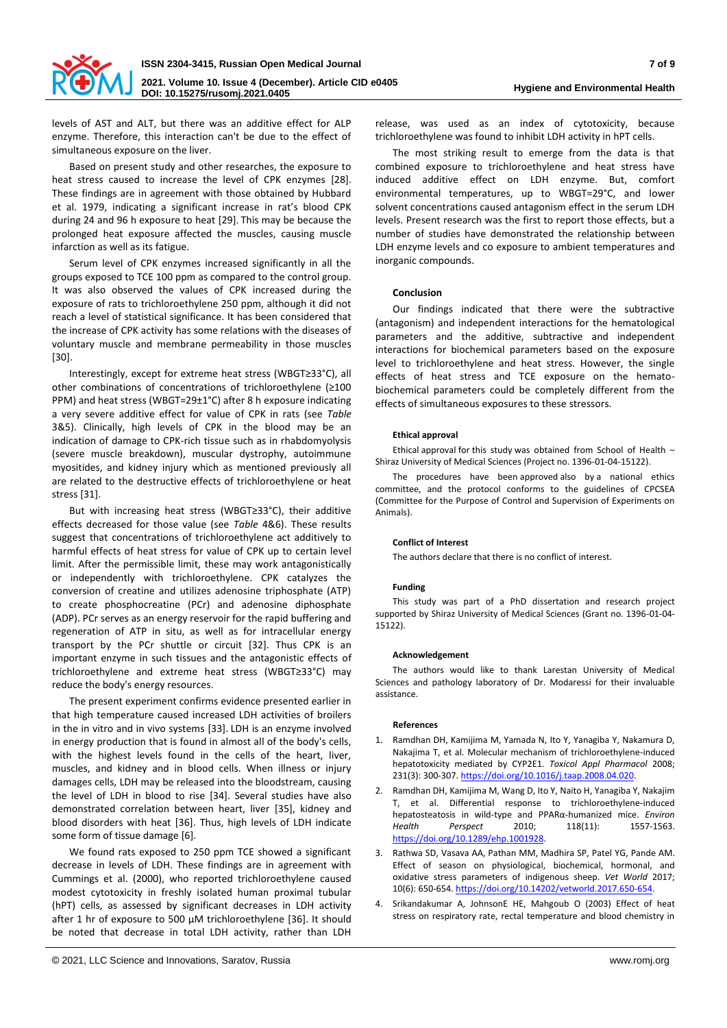levels of AST and ALT, but there was an additive effect for ALP enzyme. Therefore, this interaction can't be due to the effect of simultaneous exposure on the liver.

Based on present study and other researches, the exposure to heat stress caused to increase the level of CPK enzymes [28]. These findings are in agreement with those obtained by Hubbard et al. 1979, indicating a significant increase in rat's blood CPK during 24 and 96 h exposure to heat [29]. This may be because the prolonged heat exposure affected the muscles, causing muscle infarction as well as its fatigue.

Serum level of CPK enzymes increased significantly in all the groups exposed to TCE 100 ppm as compared to the control group. It was also observed the values of CPK increased during the exposure of rats to trichloroethylene 250 ppm, although it did not reach a level of statistical significance. It has been considered that the increase of CPK activity has some relations with the diseases of voluntary muscle and membrane permeability in those muscles [30].

Interestingly, except for extreme heat stress (WBGT≥33°C), all other combinations of concentrations of trichloroethylene (≥100 PPM) and heat stress (WBGT=29±1°C) after 8 h exposure indicating a very severe additive effect for value of CPK in rats (see *Table* 3&5). Clinically, high levels of CPK in the blood may be an indication of damage to CPK-rich tissue such as in rhabdomyolysis (severe muscle breakdown), muscular dystrophy, autoimmune myositides, and kidney injury which as mentioned previously all are related to the destructive effects of trichloroethylene or heat stress [31].

But with increasing heat stress (WBGT≥33°C), their additive effects decreased for those value (see *Table* 4&6). These results suggest that concentrations of trichloroethylene act additively to harmful effects of heat stress for value of CPK up to certain level limit. After the permissible limit, these may work antagonistically or independently with trichloroethylene. CPK catalyzes the conversion of creatine and utilizes adenosine triphosphate (ATP) to create phosphocreatine (PCr) and adenosine diphosphate (ADP). PCr serves as an energy reservoir for the rapid buffering and regeneration of ATP in situ, as well as for intracellular energy transport by the PCr shuttle or circuit [32]. Thus CPK is an important enzyme in such tissues and the antagonistic effects of trichloroethylene and extreme heat stress (WBGT≥33°C) may reduce the body's energy resources.

The present experiment confirms evidence presented earlier in that high temperature caused increased LDH activities of broilers in the in vitro and in vivo systems [33]. LDH is an enzyme involved in energy production that is found in almost all of the body's cells, with the highest levels found in the cells of the heart, liver, muscles, and kidney and in blood cells. When illness or injury damages cells, LDH may be released into the bloodstream, causing the level of LDH in blood to rise [34]. Several studies have also demonstrated correlation between heart, liver [35], kidney and blood disorders with heat [36]. Thus, high levels of LDH indicate some form of tissue damage [6].

We found rats exposed to 250 ppm TCE showed a significant decrease in levels of LDH. These findings are in agreement with Cummings et al. (2000), who reported trichloroethylene caused modest cytotoxicity in freshly isolated human proximal tubular (hPT) cells, as assessed by significant decreases in LDH activity after 1 hr of exposure to 500 µM trichloroethylene [36]. It should be noted that decrease in total LDH activity, rather than LDH release, was used as an index of cytotoxicity, because trichloroethylene was found to inhibit LDH activity in hPT cells.

The most striking result to emerge from the data is that combined exposure to trichloroethylene and heat stress have induced additive effect on LDH enzyme. But, comfort environmental temperatures, up to WBGT=29°C, and lower solvent concentrations caused antagonism effect in the serum LDH levels. Present research was the first to report those effects, but a number of studies have demonstrated the relationship between LDH enzyme levels and co exposure to ambient temperatures and inorganic compounds.

#### Conclusion

Our findings indicated that there were the subtractive (antagonism) and independent interactions for the hematological parameters and the additive, subtractive and independent interactions for biochemical parameters based on the exposure level to trichloroethylene and heat stress. However, the single effects of heat stress and TCE exposure on the hemato-biochemical parameters could be completely different from the effects of simultaneous exposures to these stressors.

#### Ethical approval

Ethical approval for this study was obtained from School of Health – Shiraz University of Medical Sciences (Project no. 1396-01-04-15122).

The procedures have been approved also by a national ethics committee, and the protocol conforms to the guidelines of CPCSEA (Committee for the Purpose of Control and Supervision of Experiments on Animals).

#### Conflict of Interest

The authors declare that there is no conflict of interest.

#### Funding

This study was part of a PhD dissertation and research project supported by Shiraz University of Medical Sciences (Grant no. 1396-01-04-15122).

#### Acknowledgement

The authors would like to thank Larestan University of Medical Sciences and pathology laboratory of Dr. Modaressi for their invaluable assistance.

#### References

1. Ramdhan DH, Kamijima M, Yamada N, Ito Y, Yanagiba Y, Nakamura D, Nakajima T, et al. Molecular mechanism of trichloroethylene-induced hepatotoxicity mediated by CYP2E1. *Toxicol Appl Pharmacol* 2008; 231(3): 300-307. https://doi.org/10.1016/j.taap.2008.04.020.
2. Ramdhan DH, Kamijima M, Wang D, Ito Y, Naito H, Yanagiba Y, Nakajim T, et al. Differential response to trichloroethylene-induced hepatosteatosis in wild-type and PPARα-humanized mice. *Environ Health Perspect* 2010; 118(11): 1557-1563. https://doi.org/10.1289/ehp.1001928.
3. Rathwa SD, Vasava AA, Pathan MM, Madhira SP, Patel YG, Pande AM. Effect of season on physiological, biochemical, hormonal, and oxidative stress parameters of indigenous sheep. *Vet World* 2017; 10(6): 650-654. https://doi.org/10.14202/vetworld.2017.650-654.
4. Srikandakumar A, JohnsonE HE, Mahgoub O (2003) Effect of heat stress on respiratory rate, rectal temperature and blood chemistry in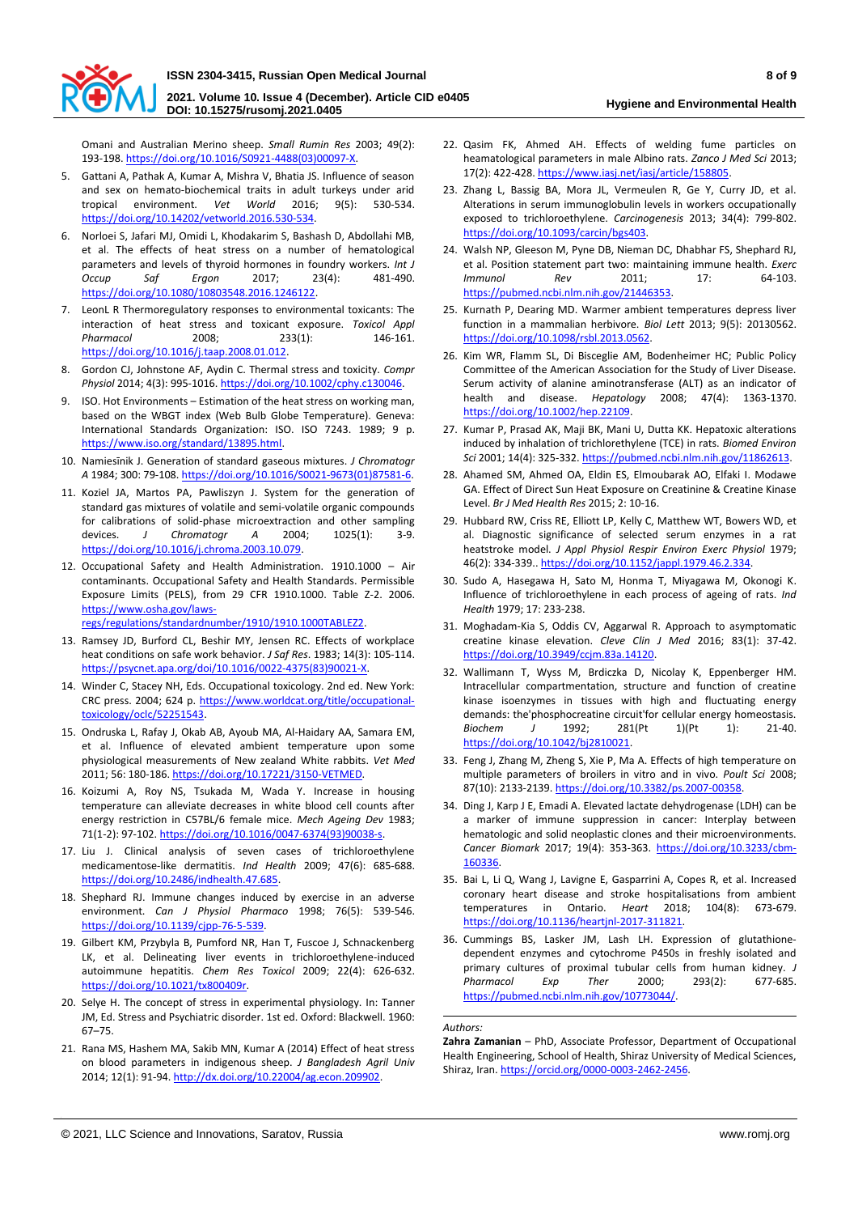Omani and Australian Merino sheep. *Small Rumin Res* 2003; 49(2): 193-198. https://doi.org/10.1016/S0921-4488(03)00097-X.

5. Gattani A, Pathak A, Kumar A, Mishra V, Bhatia JS. Influence of season and sex on hemato-biochemical traits in adult turkeys under arid tropical environment. *Vet World* 2016; 9(5): 530-534. https://doi.org/10.14202/vetworld.2016.530-534.
6. Norloei S, Jafari MJ, Omidi L, Khodakarim S, Bashash D, Abdollahi MB, et al. The effects of heat stress on a number of hematological parameters and levels of thyroid hormones in foundry workers. *Int J Occup Saf Ergon* 2017; 23(4): 481-490. https://doi.org/10.1080/10803548.2016.1246122.
7. LeonL R Thermoregulatory responses to environmental toxicants: The interaction of heat stress and toxicant exposure. *Toxicol Appl Pharmacol* 2008; 233(1): 146-161. https://doi.org/10.1016/j.taap.2008.01.012.
8. Gordon CJ, Johnstone AF, Aydin C. Thermal stress and toxicity. *Compr Physiol* 2014; 4(3): 995-1016. https://doi.org/10.1002/cphy.c130046.
9. ISO. Hot Environments – Estimation of the heat stress on working man, based on the WBGT index (Web Bulb Globe Temperature). Geneva: International Standards Organization: ISO. ISO 7243. 1989; 9 p. https://www.iso.org/standard/13895.html.
10. Namiesnik J. Generation of standard gaseous mixtures. *J Chromatogr A* 1984; 300: 79-108. https://doi.org/10.1016/S0021-9673(01)87581-6.
11. Koziel JA, Martos PA, Pawliszyn J. System for the generation of standard gas mixtures of volatile and semi-volatile organic compounds for calibrations of solid-phase microextraction and other sampling devices. *J Chromatogr A* 2004; 1025(1): 3-9. https://doi.org/10.1016/j.chroma.2003.10.079.
12. Occupational Safety and Health Administration. 1910.1000 – Air contaminants. Occupational Safety and Health Standards. Permissible Exposure Limits (PELS), from 29 CFR 1910.1000. Table Z-2. 2006. https://www.osha.gov/laws-regs/regulations/standardnumber/1910/1910.1000TABLEZ2.
13. Ramsey JD, Burford CL, Beshir MY, Jensen RC. Effects of workplace heat conditions on safe work behavior. *J Saf Res*. 1983; 14(3): 105-114. https://psycnet.apa.org/doi/10.1016/0022-4375(83)90021-X.
14. Winder C, Stacey NH, Eds. Occupational toxicology. 2nd ed. New York: CRC press. 2004; 624 p. https://www.worldcat.org/title/occupational-toxicology/oclc/52251543.
15. Ondruska L, Rafay J, Okab AB, Ayoub MA, Al-Haidary AA, Samara EM, et al. Influence of elevated ambient temperature upon some physiological measurements of New zealand White rabbits. *Vet Med* 2011; 56: 180-186. https://doi.org/10.17221/3150-VETMED.
16. Koizumi A, Roy NS, Tsukada M, Wada Y. Increase in housing temperature can alleviate decreases in white blood cell counts after energy restriction in C57BL/6 female mice. *Mech Ageing Dev* 1983; 71(1-2): 97-102. https://doi.org/10.1016/0047-6374(93)90038-s.
17. Liu J. Clinical analysis of seven cases of trichloroethylene medicamentose-like dermatitis. *Ind Health* 2009; 47(6): 685-688. https://doi.org/10.2486/indhealth.47.685.
18. Shephard RJ. Immune changes induced by exercise in an adverse environment. *Can J Physiol Pharmaco* 1998; 76(5): 539-546. https://doi.org/10.1139/cjpp-76-5-539.
19. Gilbert KM, Przybyla B, Pumford NR, Han T, Fuscoe J, Schnackenberg LK, et al. Delineating liver events in trichloroethylene-induced autoimmune hepatitis. *Chem Res Toxicol* 2009; 22(4): 626-632. https://doi.org/10.1021/tx800409r.
20. Selye H. The concept of stress in experimental physiology. In: Tanner JM, Ed. Stress and Psychiatric disorder. 1st ed. Oxford: Blackwell. 1960: 67–75.
21. Rana MS, Hashem MA, Sakib MN, Kumar A (2014) Effect of heat stress on blood parameters in indigenous sheep. *J Bangladesh Agril Univ* 2014; 12(1): 91-94. http://dx.doi.org/10.22004/ag.econ.209902.
22. Qasim FK, Ahmed AH. Effects of welding fume particles on heamatological parameters in male Albino rats. *Zanco J Med Sci* 2013; 17(2): 422-428. https://www.iasj.net/iasj/article/158805.
23. Zhang L, Bassig BA, Mora JL, Vermeulen R, Ge Y, Curry JD, et al. Alterations in serum immunoglobulin levels in workers occupationally exposed to trichloroethylene. *Carcinogenesis* 2013; 34(4): 799-802. https://doi.org/10.1093/carcin/bgs403.
24. Walsh NP, Gleeson M, Pyne DB, Nieman DC, Dhabhar FS, Shephard RJ, et al. Position statement part two: maintaining immune health. *Exerc Immunol Rev* 2011; 17: 64-103. https://pubmed.ncbi.nlm.nih.gov/21446353.
25. Kurnath P, Dearing MD. Warmer ambient temperatures depress liver function in a mammalian herbivore. *Biol Lett* 2013; 9(5): 20130562. https://doi.org/10.1098/rsbl.2013.0562.
26. Kim WR, Flamm SL, Di Bisceglie AM, Bodenheimer HC; Public Policy Committee of the American Association for the Study of Liver Disease. Serum activity of alanine aminotransferase (ALT) as an indicator of health and disease. *Hepatology* 2008; 47(4): 1363-1370. https://doi.org/10.1002/hep.22109.
27. Kumar P, Prasad AK, Maji BK, Mani U, Dutta KK. Hepatoxic alterations induced by inhalation of trichlorethylene (TCE) in rats. *Biomed Environ Sci* 2001; 14(4): 325-332. https://pubmed.ncbi.nlm.nih.gov/11862613.
28. Ahamed SM, Ahmed OA, Eldin ES, Elmoubarak AO, Elfaki I. Modawe GA. Effect of Direct Sun Heat Exposure on Creatinine & Creatine Kinase Level. *Br J Med Health Res* 2015; 2: 10-16.
29. Hubbard RW, Criss RE, Elliott LP, Kelly C, Matthew WT, Bowers WD, et al. Diagnostic significance of selected serum enzymes in a rat heatstroke model. *J Appl Physiol Respir Environ Exerc Physiol* 1979; 46(2): 334-339.. https://doi.org/10.1152/jappl.1979.46.2.334.
30. Sudo A, Hasegawa H, Sato M, Honma T, Miyagawa M, Okonogi K. Influence of trichloroethylene in each process of ageing of rats. *Ind Health* 1979; 17: 233-238.
31. Moghadam-Kia S, Oddis CV, Aggarwal R. Approach to asymptomatic creatine kinase elevation. *Cleve Clin J Med* 2016; 83(1): 37-42. https://doi.org/10.3949/ccjm.83a.14120.
32. Wallimann T, Wyss M, Brdiczka D, Nicolay K, Eppenberger HM. Intracellular compartmentation, structure and function of creatine kinase isoenzymes in tissues with high and fluctuating energy demands: the'phosphocreatine circuit'for cellular energy homeostasis. *Biochem J* 1992; 281(Pt 1)(Pt 1): 21-40. https://doi.org/10.1042/bj2810021.
33. Feng J, Zhang M, Zheng S, Xie P, Ma A. Effects of high temperature on multiple parameters of broilers in vitro and in vivo. *Poult Sci* 2008; 87(10): 2133-2139. https://doi.org/10.3382/ps.2007-00358.
34. Ding J, Karp J E, Emadi A. Elevated lactate dehydrogenase (LDH) can be a marker of immune suppression in cancer: Interplay between hematologic and solid neoplastic clones and their microenvironments. *Cancer Biomark* 2017; 19(4): 353-363. https://doi.org/10.3233/cbm-160336.
35. Bai L, Li Q, Wang J, Lavigne E, Gasparrini A, Copes R, et al. Increased coronary heart disease and stroke hospitalisations from ambient temperatures in Ontario. *Heart* 2018; 104(8): 673-679. https://doi.org/10.1136/heartjnl-2017-311821.
36. Cummings BS, Lasker JM, Lash LH. Expression of glutathione-dependent enzymes and cytochrome P450s in freshly isolated and primary cultures of proximal tubular cells from human kidney. *J Pharmacol Exp Ther* 2000; 293(2): 677-685. https://pubmed.ncbi.nlm.nih.gov/10773044/.

*Authors:*

**Zahra Zamanian** – PhD, Associate Professor, Department of Occupational Health Engineering, School of Health, Shiraz University of Medical Sciences, Shiraz, Iran. https://orcid.org/0000-0003-2462-2456.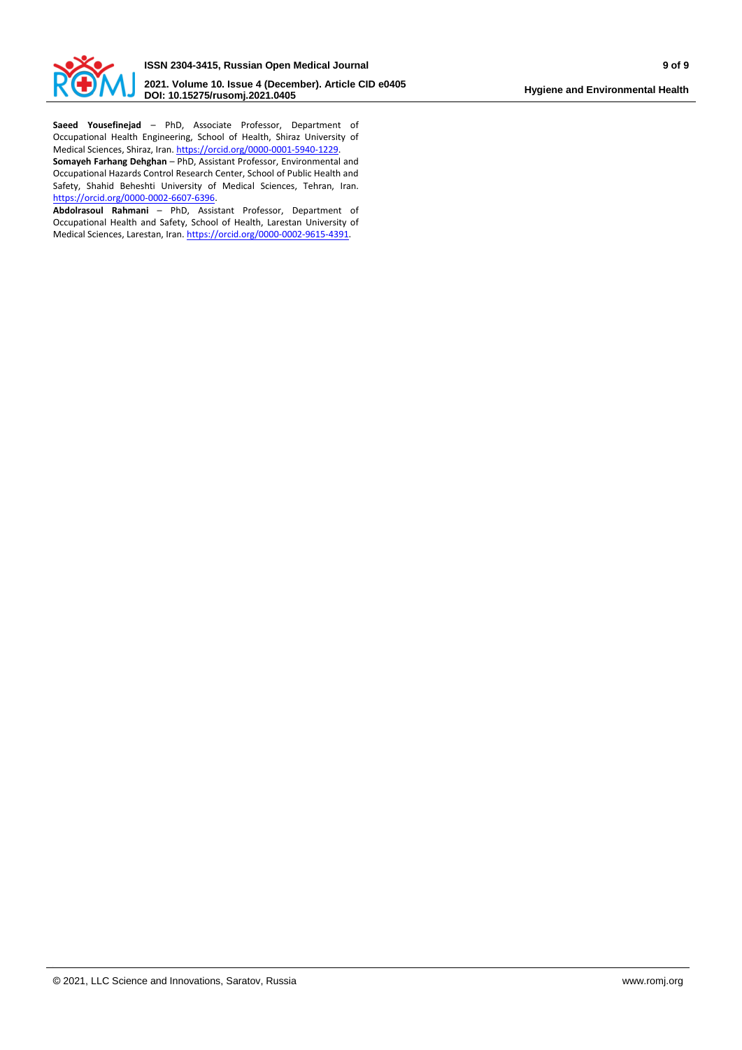**Saeed Yousefinejad** – PhD, Associate Professor, Department of Occupational Health Engineering, School of Health, Shiraz University of Medical Sciences, Shiraz, Iran. https://orcid.org/0000-0001-5940-1229.

**Somayeh Farhang Dehghan** – PhD, Assistant Professor, Environmental and Occupational Hazards Control Research Center, School of Public Health and Safety, Shahid Beheshti University of Medical Sciences, Tehran, Iran. https://orcid.org/0000-0002-6607-6396.

**Abdolrasoul Rahmani** – PhD, Assistant Professor, Department of Occupational Health and Safety, School of Health, Larestan University of Medical Sciences, Larestan, Iran. https://orcid.org/0000-0002-9615-4391.